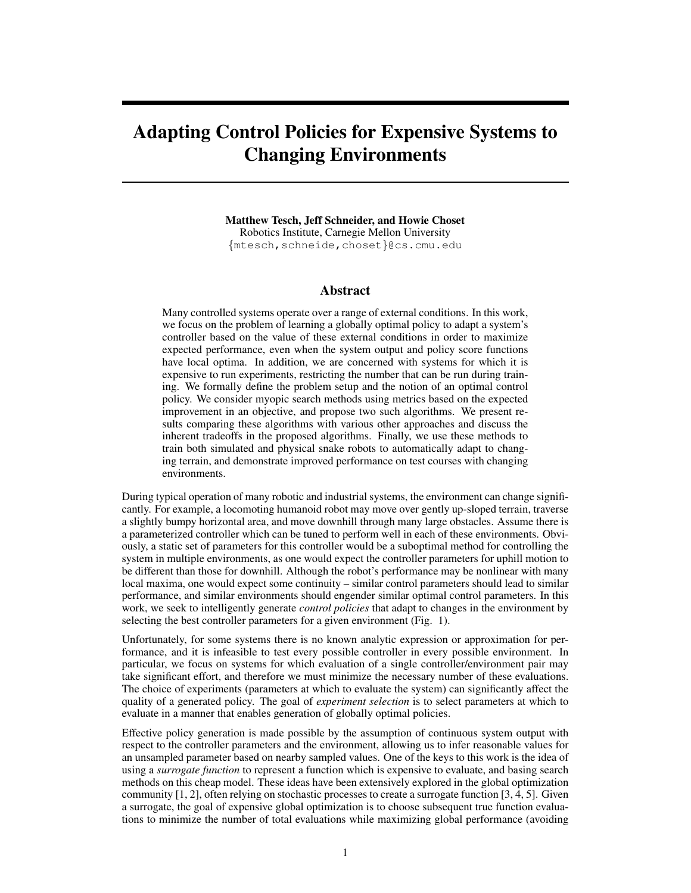# Adapting Control Policies for Expensive Systems to Changing Environments

**Matthew Tesch, Jeff Schneider, and Howie Choset**
Robotics Institute, Carnegie Mellon University
{mtesch,schneide,choset}@cs.cmu.edu

## Abstract

Many controlled systems operate over a range of external conditions. In this work, we focus on the problem of learning a globally optimal policy to adapt a system's controller based on the value of these external conditions in order to maximize expected performance, even when the system output and policy score functions have local optima. In addition, we are concerned with systems for which it is expensive to run experiments, restricting the number that can be run during training. We formally define the problem setup and the notion of an optimal control policy. We consider myopic search methods using metrics based on the expected improvement in an objective, and propose two such algorithms. We present results comparing these algorithms with various other approaches and discuss the inherent tradeoffs in the proposed algorithms. Finally, we use these methods to train both simulated and physical snake robots to automatically adapt to changing terrain, and demonstrate improved performance on test courses with changing environments.

During typical operation of many robotic and industrial systems, the environment can change significantly. For example, a locomoting humanoid robot may move over gently up-sloped terrain, traverse a slightly bumpy horizontal area, and move downhill through many large obstacles. Assume there is a parameterized controller which can be tuned to perform well in each of these environments. Obviously, a static set of parameters for this controller would be a suboptimal method for controlling the system in multiple environments, as one would expect the controller parameters for uphill motion to be different than those for downhill. Although the robot's performance may be nonlinear with many local maxima, one would expect some continuity – similar control parameters should lead to similar performance, and similar environments should engender similar optimal control parameters. In this work, we seek to intelligently generate *control policies* that adapt to changes in the environment by selecting the best controller parameters for a given environment (Fig. 1).

Unfortunately, for some systems there is no known analytic expression or approximation for performance, and it is infeasible to test every possible controller in every possible environment. In particular, we focus on systems for which evaluation of a single controller/environment pair may take significant effort, and therefore we must minimize the necessary number of these evaluations. The choice of experiments (parameters at which to evaluate the system) can significantly affect the quality of a generated policy. The goal of *experiment selection* is to select parameters at which to evaluate in a manner that enables generation of globally optimal policies.

Effective policy generation is made possible by the assumption of continuous system output with respect to the controller parameters and the environment, allowing us to infer reasonable values for an unsampled parameter based on nearby sampled values. One of the keys to this work is the idea of using a *surrogate function* to represent a function which is expensive to evaluate, and basing search methods on this cheap model. These ideas have been extensively explored in the global optimization community [1, 2], often relying on stochastic processes to create a surrogate function [3, 4, 5]. Given a surrogate, the goal of expensive global optimization is to choose subsequent true function evaluations to minimize the number of total evaluations while maximizing global performance (avoiding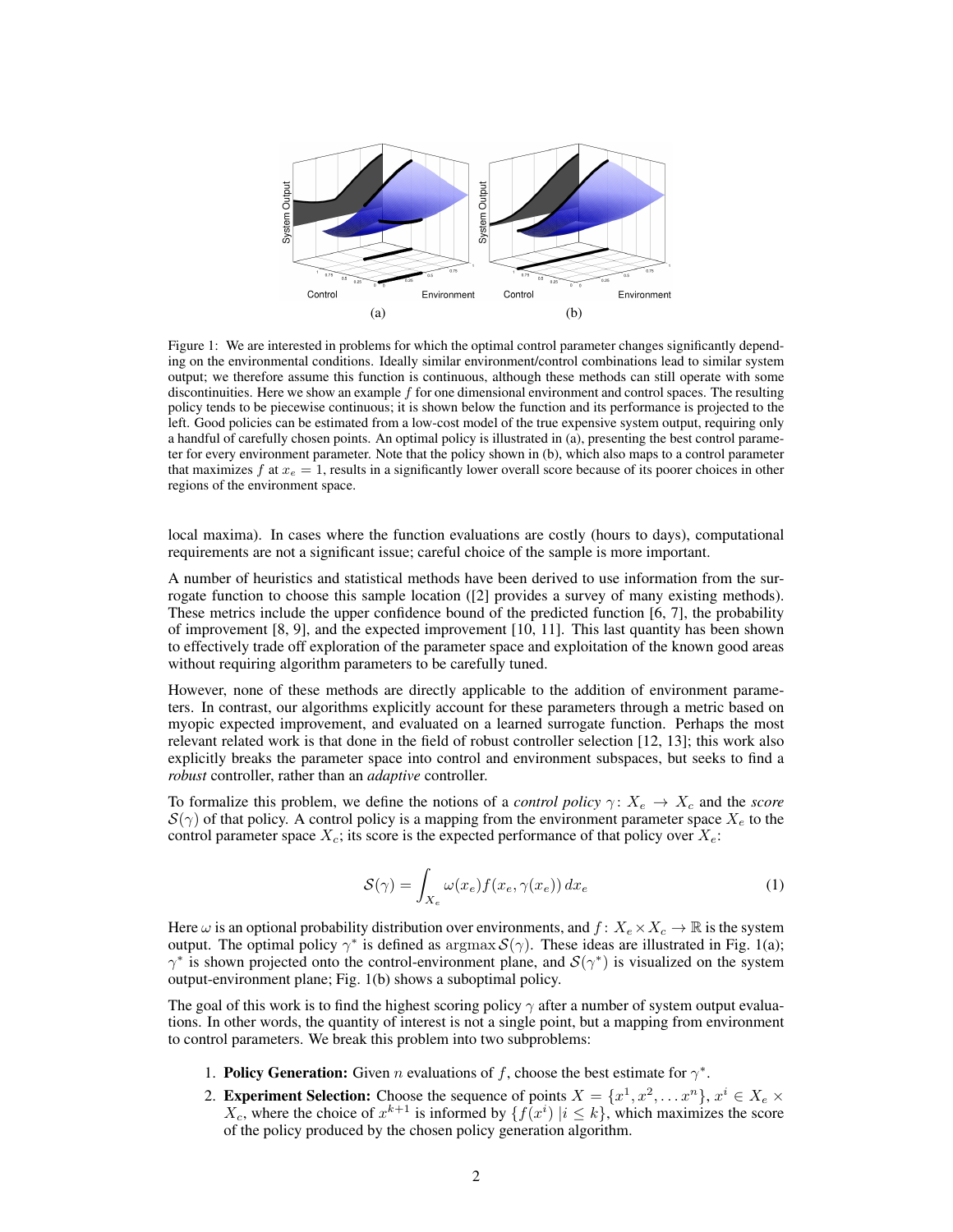Figure 1: We are interested in problems for which the optimal control parameter changes significantly depending on the environmental conditions. Ideally similar environment/control combinations lead to similar system output; we therefore assume this function is continuous, although these methods can still operate with some discontinuities. Here we show an example $f$ for one dimensional environment and control spaces. The resulting policy tends to be piecewise continuous; it is shown below the function and its performance is projected to the left. Good policies can be estimated from a low-cost model of the true expensive system output, requiring only a handful of carefully chosen points. An optimal policy is illustrated in (a), presenting the best control parameter for every environment parameter. Note that the policy shown in (b), which also maps to a control parameter that maximizes $f$ at $x_e = 1$, results in a significantly lower overall score because of its poorer choices in other regions of the environment space.

local maxima). In cases where the function evaluations are costly (hours to days), computational requirements are not a significant issue; careful choice of the sample is more important.

A number of heuristics and statistical methods have been derived to use information from the surrogate function to choose this sample location ([2] provides a survey of many existing methods). These metrics include the upper confidence bound of the predicted function [6, 7], the probability of improvement [8, 9], and the expected improvement [10, 11]. This last quantity has been shown to effectively trade off exploration of the parameter space and exploitation of the known good areas without requiring algorithm parameters to be carefully tuned.

However, none of these methods are directly applicable to the addition of environment parameters. In contrast, our algorithms explicitly account for these parameters through a metric based on myopic expected improvement, and evaluated on a learned surrogate function. Perhaps the most relevant related work is that done in the field of robust controller selection [12, 13]; this work also explicitly breaks the parameter space into control and environment subspaces, but seeks to find a *robust* controller, rather than an *adaptive* controller.

To formalize this problem, we define the notions of a *control policy* $\gamma\colon X_e \to X_c$ and the *score* $\mathcal{S}(\gamma)$ of that policy. A control policy is a mapping from the environment parameter space $X_e$ to the control parameter space $X_c$; its score is the expected performance of that policy over $X_e$:

$$\mathcal{S}(\gamma) = \int_{X_e} \omega(x_e) f(x_e, \gamma(x_e))\, dx_e \tag{1}$$

Here $\omega$ is an optional probability distribution over environments, and $f\colon X_e \times X_c \to \mathbb{R}$ is the system output. The optimal policy $\gamma^*$ is defined as $\operatorname{argmax} \mathcal{S}(\gamma)$. These ideas are illustrated in Fig. 1(a); $\gamma^*$ is shown projected onto the control-environment plane, and $\mathcal{S}(\gamma^*)$ is visualized on the system output-environment plane; Fig. 1(b) shows a suboptimal policy.

The goal of this work is to find the highest scoring policy $\gamma$ after a number of system output evaluations. In other words, the quantity of interest is not a single point, but a mapping from environment to control parameters. We break this problem into two subproblems:

1. **Policy Generation:** Given $n$ evaluations of $f$, choose the best estimate for $\gamma^*$.
2. **Experiment Selection:** Choose the sequence of points $X = \{x^1, x^2, \dots x^n\}$, $x^i \in X_e \times X_c$, where the choice of $x^{k+1}$ is informed by $\{f(x^i)\ |i \leq k\}$, which maximizes the score of the policy produced by the chosen policy generation algorithm.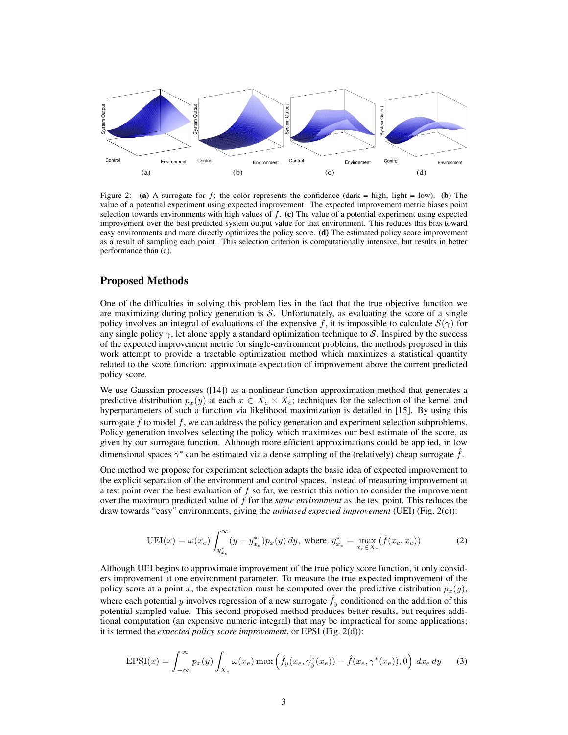Figure 2: **(a)** A surrogate for $f$; the color represents the confidence (dark = high, light = low). **(b)** The value of a potential experiment using expected improvement. The expected improvement metric biases point selection towards environments with high values of $f$. **(c)** The value of a potential experiment using expected improvement over the best predicted system output value for that environment. This reduces this bias toward easy environments and more directly optimizes the policy score. **(d)** The estimated policy score improvement as a result of sampling each point. This selection criterion is computationally intensive, but results in better performance than (c).

## Proposed Methods

One of the difficulties in solving this problem lies in the fact that the true objective function we are maximizing during policy generation is $\mathcal{S}$. Unfortunately, as evaluating the score of a single policy involves an integral of evaluations of the expensive $f$, it is impossible to calculate $\mathcal{S}(\gamma)$ for any single policy $\gamma$, let alone apply a standard optimization technique to $\mathcal{S}$. Inspired by the success of the expected improvement metric for single-environment problems, the methods proposed in this work attempt to provide a tractable optimization method which maximizes a statistical quantity related to the score function: approximate expectation of improvement above the current predicted policy score.

We use Gaussian processes ([14]) as a nonlinear function approximation method that generates a predictive distribution $p_x(y)$ at each $x \in X_e \times X_c$; techniques for the selection of the kernel and hyperparameters of such a function via likelihood maximization is detailed in [15]. By using this surrogate $\hat{f}$ to model $f$, we can address the policy generation and experiment selection subproblems. Policy generation involves selecting the policy which maximizes our best estimate of the score, as given by our surrogate function. Although more efficient approximations could be applied, in low dimensional spaces $\hat{\gamma}^*$ can be estimated via a dense sampling of the (relatively) cheap surrogate $\hat{f}$.

One method we propose for experiment selection adapts the basic idea of expected improvement to the explicit separation of the environment and control spaces. Instead of measuring improvement at a test point over the best evaluation of $f$ so far, we restrict this notion to consider the improvement over the maximum predicted value of $f$ for the *same environment* as the test point. This reduces the draw towards "easy" environments, giving the *unbiased expected improvement* (UEI) (Fig. 2(c)):

$$\text{UEI}(x) = \omega(x_e) \int_{y^*_{x_e}}^{\infty} (y - y^*_{x_e}) p_x(y)\, dy, \text{ where } y^*_{x_e} = \max_{x_c \in X_c} (\hat{f}(x_c, x_e)) \tag{2}$$

Although UEI begins to approximate improvement of the true policy score function, it only considers improvement at one environment parameter. To measure the true expected improvement of the policy score at a point $x$, the expectation must be computed over the predictive distribution $p_x(y)$, where each potential $y$ involves regression of a new surrogate $\hat{f}_y$ conditioned on the addition of this potential sampled value. This second proposed method produces better results, but requires additional computation (an expensive numeric integral) that may be impractical for some applications; it is termed the *expected policy score improvement*, or EPSI (Fig. 2(d)):

$$\text{EPSI}(x) = \int_{-\infty}^{\infty} p_x(y) \int_{X_e} \omega(x_e) \max\left(\hat{f}_y(x_e, \gamma^*_y(x_e)) - \hat{f}(x_e, \gamma^*(x_e)), 0\right)\, dx_e\, dy \tag{3}$$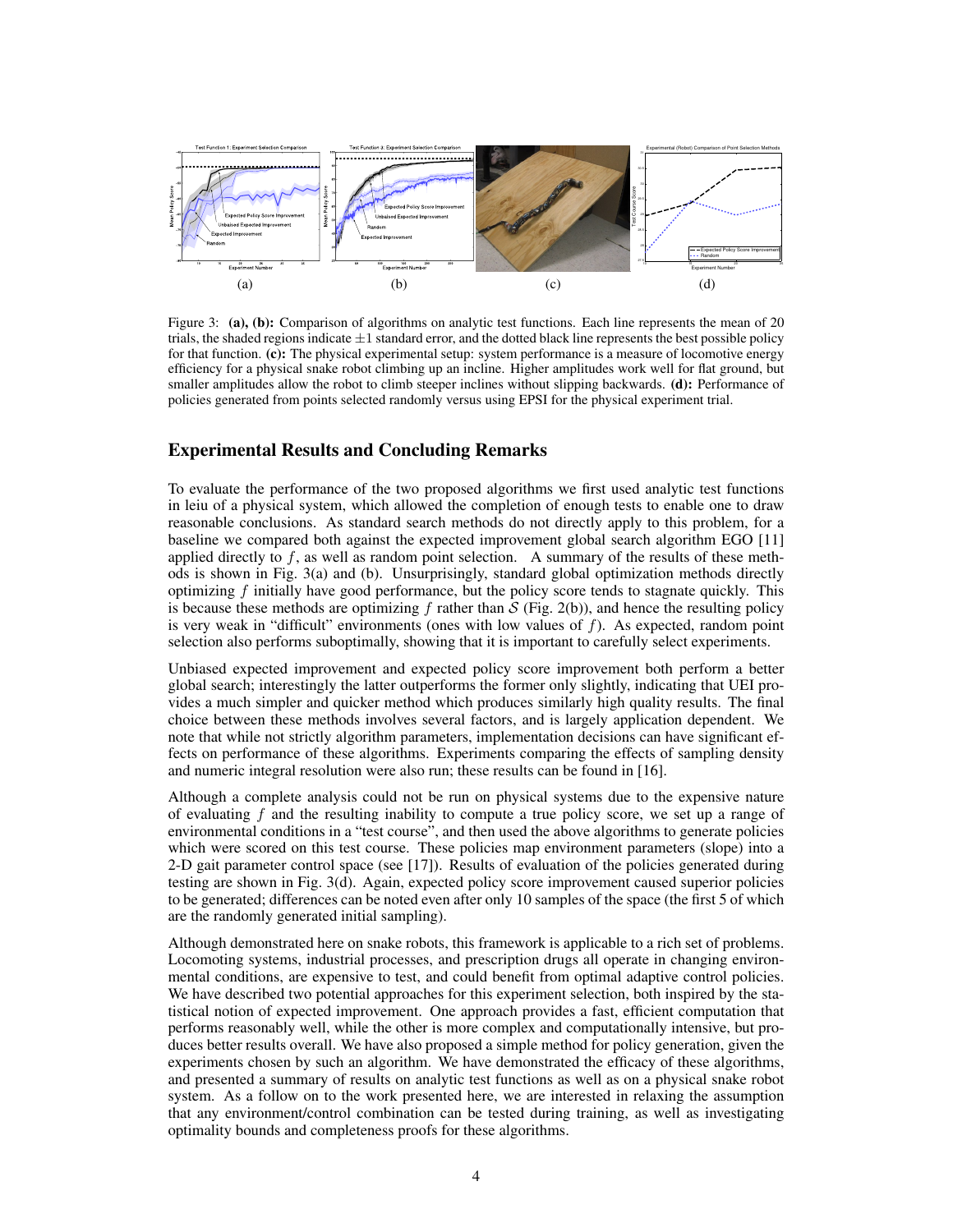(a) (b) (c) (d)

Figure 3: **(a), (b):** Comparison of algorithms on analytic test functions. Each line represents the mean of 20 trials, the shaded regions indicate $\pm 1$ standard error, and the dotted black line represents the best possible policy for that function. **(c):** The physical experimental setup: system performance is a measure of locomotive energy efficiency for a physical snake robot climbing up an incline. Higher amplitudes work well for flat ground, but smaller amplitudes allow the robot to climb steeper inclines without slipping backwards. **(d):** Performance of policies generated from points selected randomly versus using EPSI for the physical experiment trial.

## Experimental Results and Concluding Remarks

To evaluate the performance of the two proposed algorithms we first used analytic test functions in leiu of a physical system, which allowed the completion of enough tests to enable one to draw reasonable conclusions. As standard search methods do not directly apply to this problem, for a baseline we compared both against the expected improvement global search algorithm EGO [11] applied directly to $f$, as well as random point selection. A summary of the results of these methods is shown in Fig. 3(a) and (b). Unsurprisingly, standard global optimization methods directly optimizing $f$ initially have good performance, but the policy score tends to stagnate quickly. This is because these methods are optimizing $f$ rather than $\mathcal{S}$ (Fig. 2(b)), and hence the resulting policy is very weak in "difficult" environments (ones with low values of $f$). As expected, random point selection also performs suboptimally, showing that it is important to carefully select experiments.

Unbiased expected improvement and expected policy score improvement both perform a better global search; interestingly the latter outperforms the former only slightly, indicating that UEI provides a much simpler and quicker method which produces similarly high quality results. The final choice between these methods involves several factors, and is largely application dependent. We note that while not strictly algorithm parameters, implementation decisions can have significant effects on performance of these algorithms. Experiments comparing the effects of sampling density and numeric integral resolution were also run; these results can be found in [16].

Although a complete analysis could not be run on physical systems due to the expensive nature of evaluating $f$ and the resulting inability to compute a true policy score, we set up a range of environmental conditions in a "test course", and then used the above algorithms to generate policies which were scored on this test course. These policies map environment parameters (slope) into a 2-D gait parameter control space (see [17]). Results of evaluation of the policies generated during testing are shown in Fig. 3(d). Again, expected policy score improvement caused superior policies to be generated; differences can be noted even after only 10 samples of the space (the first 5 of which are the randomly generated initial sampling).

Although demonstrated here on snake robots, this framework is applicable to a rich set of problems. Locomoting systems, industrial processes, and prescription drugs all operate in changing environmental conditions, are expensive to test, and could benefit from optimal adaptive control policies. We have described two potential approaches for this experiment selection, both inspired by the statistical notion of expected improvement. One approach provides a fast, efficient computation that performs reasonably well, while the other is more complex and computationally intensive, but produces better results overall. We have also proposed a simple method for policy generation, given the experiments chosen by such an algorithm. We have demonstrated the efficacy of these algorithms, and presented a summary of results on analytic test functions as well as on a physical snake robot system. As a follow on to the work presented here, we are interested in relaxing the assumption that any environment/control combination can be tested during training, as well as investigating optimality bounds and completeness proofs for these algorithms.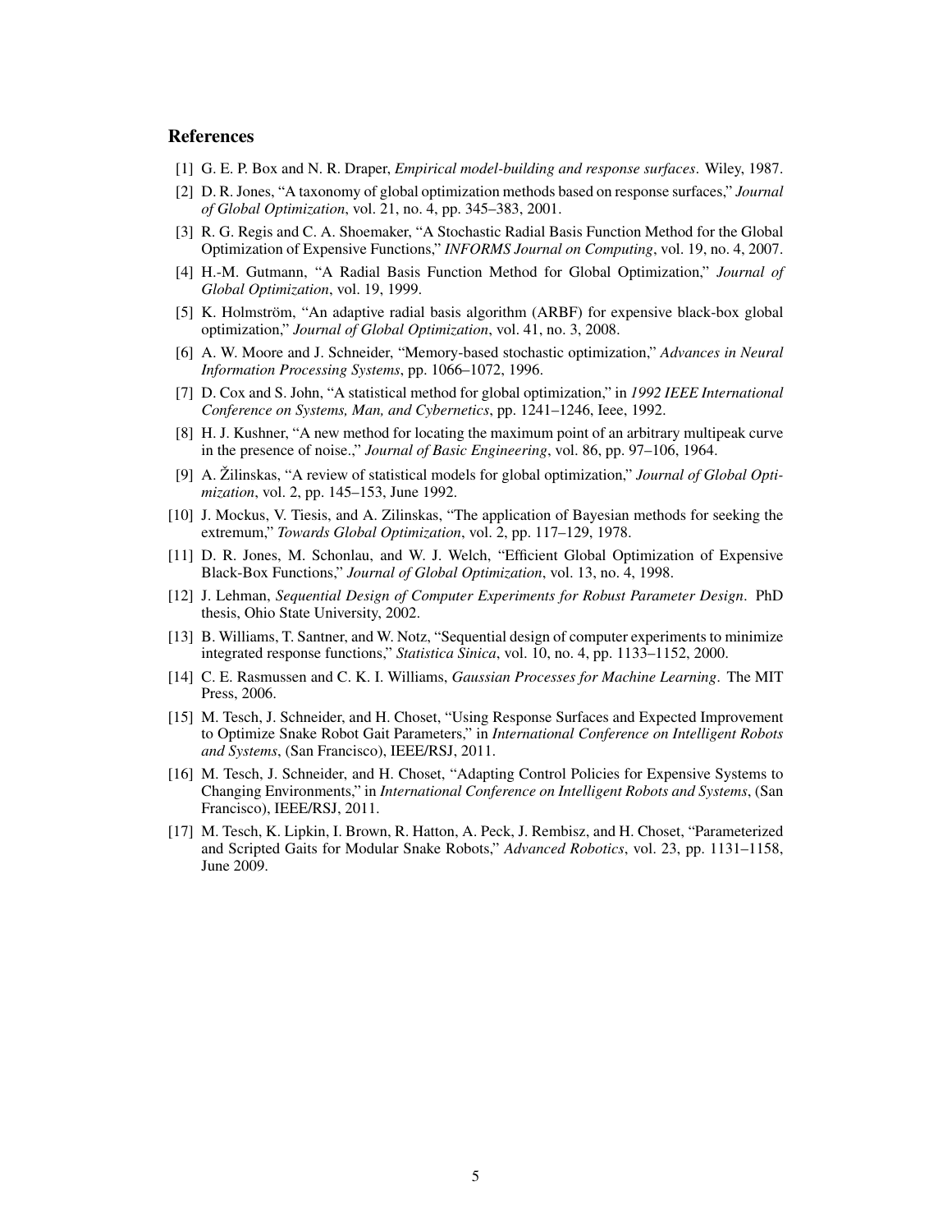## References

[1] G. E. P. Box and N. R. Draper, *Empirical model-building and response surfaces*. Wiley, 1987.

[2] D. R. Jones, "A taxonomy of global optimization methods based on response surfaces," *Journal of Global Optimization*, vol. 21, no. 4, pp. 345–383, 2001.

[3] R. G. Regis and C. A. Shoemaker, "A Stochastic Radial Basis Function Method for the Global Optimization of Expensive Functions," *INFORMS Journal on Computing*, vol. 19, no. 4, 2007.

[4] H.-M. Gutmann, "A Radial Basis Function Method for Global Optimization," *Journal of Global Optimization*, vol. 19, 1999.

[5] K. Holmström, "An adaptive radial basis algorithm (ARBF) for expensive black-box global optimization," *Journal of Global Optimization*, vol. 41, no. 3, 2008.

[6] A. W. Moore and J. Schneider, "Memory-based stochastic optimization," *Advances in Neural Information Processing Systems*, pp. 1066–1072, 1996.

[7] D. Cox and S. John, "A statistical method for global optimization," in *1992 IEEE International Conference on Systems, Man, and Cybernetics*, pp. 1241–1246, Ieee, 1992.

[8] H. J. Kushner, "A new method for locating the maximum point of an arbitrary multipeak curve in the presence of noise.," *Journal of Basic Engineering*, vol. 86, pp. 97–106, 1964.

[9] A. Žilinskas, "A review of statistical models for global optimization," *Journal of Global Optimization*, vol. 2, pp. 145–153, June 1992.

[10] J. Mockus, V. Tiesis, and A. Zilinskas, "The application of Bayesian methods for seeking the extremum," *Towards Global Optimization*, vol. 2, pp. 117–129, 1978.

[11] D. R. Jones, M. Schonlau, and W. J. Welch, "Efficient Global Optimization of Expensive Black-Box Functions," *Journal of Global Optimization*, vol. 13, no. 4, 1998.

[12] J. Lehman, *Sequential Design of Computer Experiments for Robust Parameter Design*. PhD thesis, Ohio State University, 2002.

[13] B. Williams, T. Santner, and W. Notz, "Sequential design of computer experiments to minimize integrated response functions," *Statistica Sinica*, vol. 10, no. 4, pp. 1133–1152, 2000.

[14] C. E. Rasmussen and C. K. I. Williams, *Gaussian Processes for Machine Learning*. The MIT Press, 2006.

[15] M. Tesch, J. Schneider, and H. Choset, "Using Response Surfaces and Expected Improvement to Optimize Snake Robot Gait Parameters," in *International Conference on Intelligent Robots and Systems*, (San Francisco), IEEE/RSJ, 2011.

[16] M. Tesch, J. Schneider, and H. Choset, "Adapting Control Policies for Expensive Systems to Changing Environments," in *International Conference on Intelligent Robots and Systems*, (San Francisco), IEEE/RSJ, 2011.

[17] M. Tesch, K. Lipkin, I. Brown, R. Hatton, A. Peck, J. Rembisz, and H. Choset, "Parameterized and Scripted Gaits for Modular Snake Robots," *Advanced Robotics*, vol. 23, pp. 1131–1158, June 2009.